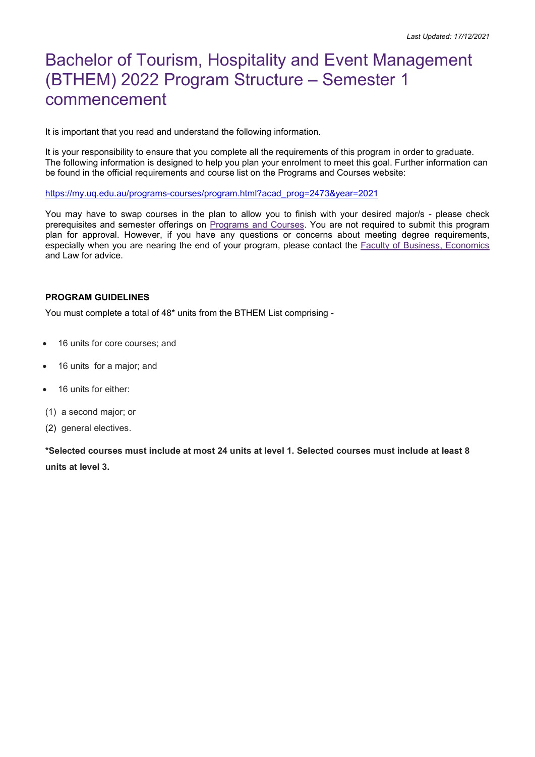*Last Updated: 17/12/2021*

# Bachelor of Tourism, Hospitality and Event Management (BTHEM) 2022 Program Structure – Semester 1 commencement

It is important that you read and understand the following information.

It is your responsibility to ensure that you complete all the requirements of this program in order to graduate. The following information is designed to help you plan your enrolment to meet this goal. Further information can be found in the official requirements and course list on the Programs and Courses website:

[https://my.uq.edu.au/programs-courses/program.html?acad_prog=2473&year=2021](https://my.uq.edu.au/programs-courses/program.html?acad_prog=2473&year=2021)

You may have to swap courses in the plan to allow you to finish with your desired major/s - please check prerequisites and semester offerings on [Programs and Courses](). You are not required to submit this program plan for approval. However, if you have any questions or concerns about meeting degree requirements, especially when you are nearing the end of your program, please contact the [Faculty of Business, Economics]() and Law for advice.

**PROGRAM GUIDELINES**

You must complete a total of 48* units from the BTHEM List comprising -

- 16 units for core courses; and
- 16 units for a major; and
- 16 units for either:

(1) a second major; or

(2) general electives.

**\*Selected courses must include at most 24 units at level 1. Selected courses must include at least 8 units at level 3.**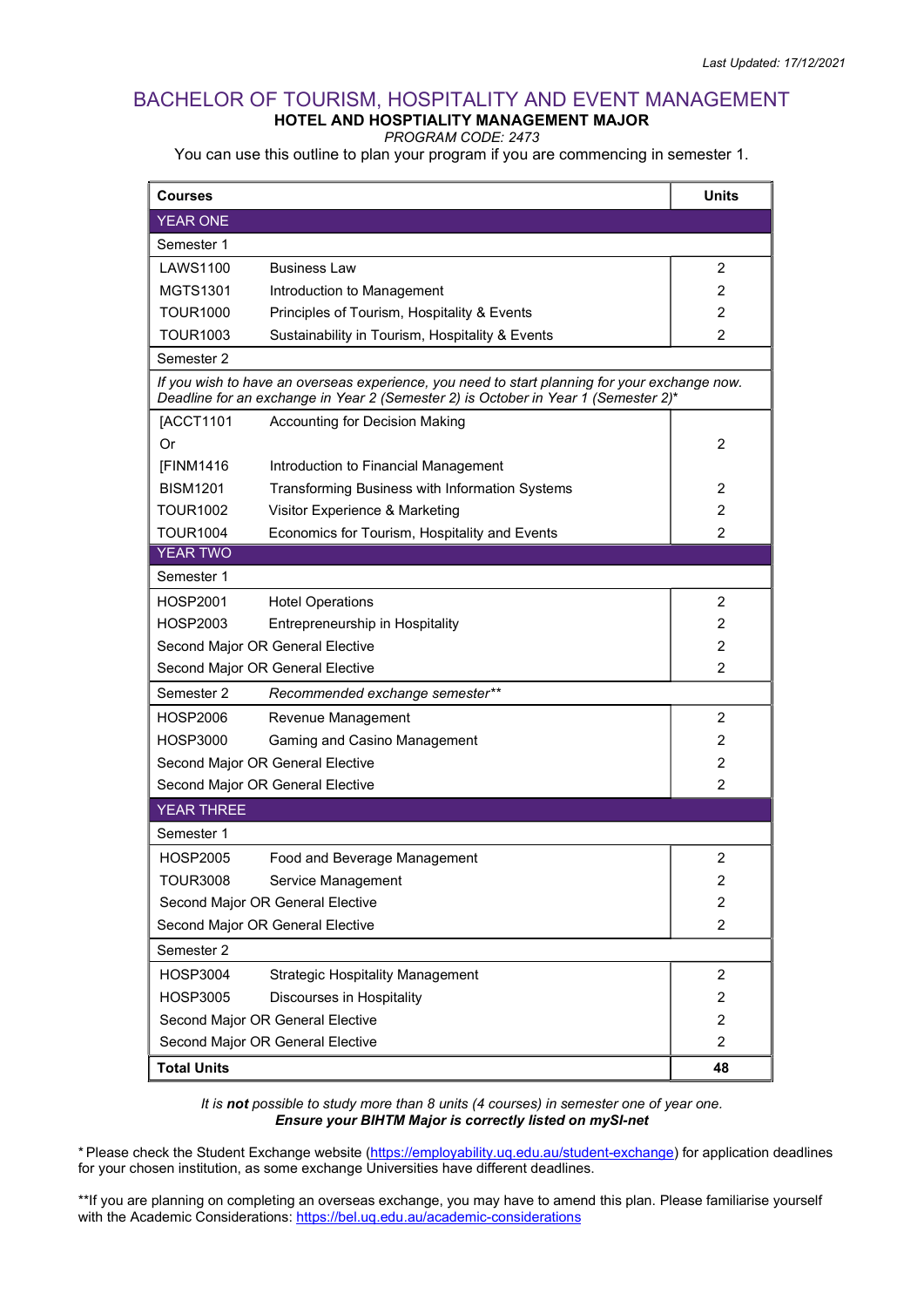*Last Updated: 17/12/2021*

# BACHELOR OF TOURISM, HOSPITALITY AND EVENT MANAGEMENT

## HOTEL AND HOSPTIALITY MANAGEMENT MAJOR

*PROGRAM CODE: 2473*

You can use this outline to plan your program if you are commencing in semester 1.

| Courses | | Units |
|---|---|---|
| **YEAR ONE** | | |
| Semester 1 | | |
| LAWS1100 | Business Law | 2 |
| MGTS1301 | Introduction to Management | 2 |
| TOUR1000 | Principles of Tourism, Hospitality & Events | 2 |
| TOUR1003 | Sustainability in Tourism, Hospitality & Events | 2 |
| Semester 2 | | |
| *If you wish to have an overseas experience, you need to start planning for your exchange now. Deadline for an exchange in Year 2 (Semester 2) is October in Year 1 (Semester 2)** | | |
| [ACCT1101 Or [FINM1416 | Accounting for Decision Making Or Introduction to Financial Management | 2 |
| BISM1201 | Transforming Business with Information Systems | 2 |
| TOUR1002 | Visitor Experience & Marketing | 2 |
| TOUR1004 | Economics for Tourism, Hospitality and Events | 2 |
| **YEAR TWO** | | |
| Semester 1 | | |
| HOSP2001 | Hotel Operations | 2 |
| HOSP2003 | Entrepreneurship in Hospitality | 2 |
| Second Major OR General Elective | | 2 |
| Second Major OR General Elective | | 2 |
| Semester 2 | *Recommended exchange semester*** | |
| HOSP2006 | Revenue Management | 2 |
| HOSP3000 | Gaming and Casino Management | 2 |
| Second Major OR General Elective | | 2 |
| Second Major OR General Elective | | 2 |
| **YEAR THREE** | | |
| Semester 1 | | |
| HOSP2005 | Food and Beverage Management | 2 |
| TOUR3008 | Service Management | 2 |
| Second Major OR General Elective | | 2 |
| Second Major OR General Elective | | 2 |
| Semester 2 | | |
| HOSP3004 | Strategic Hospitality Management | 2 |
| HOSP3005 | Discourses in Hospitality | 2 |
| Second Major OR General Elective | | 2 |
| Second Major OR General Elective | | 2 |
| **Total Units** | | **48** |

*It is **not** possible to study more than 8 units (4 courses) in semester one of year one.*
***Ensure your BIHTM Major is correctly listed on mySI-net***

* Please check the Student Exchange website (https://employability.uq.edu.au/student-exchange) for application deadlines for your chosen institution, as some exchange Universities have different deadlines.

**If you are planning on completing an overseas exchange, you may have to amend this plan. Please familiarise yourself with the Academic Considerations: https://bel.uq.edu.au/academic-considerations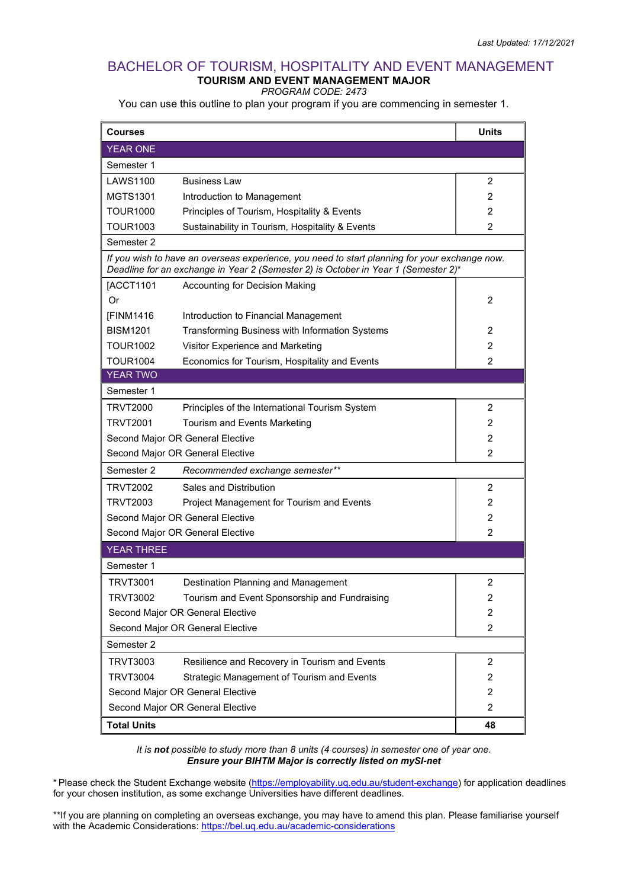Last Updated: 17/12/2021

# BACHELOR OF TOURISM, HOSPITALITY AND EVENT MANAGEMENT

## TOURISM AND EVENT MANAGEMENT MAJOR

*PROGRAM CODE: 2473*

You can use this outline to plan your program if you are commencing in semester 1.

| Courses | | Units |
|---|---|---|
| **YEAR ONE** | | |
| Semester 1 | | |
| LAWS1100 | Business Law | 2 |
| MGTS1301 | Introduction to Management | 2 |
| TOUR1000 | Principles of Tourism, Hospitality & Events | 2 |
| TOUR1003 | Sustainability in Tourism, Hospitality & Events | 2 |
| Semester 2 | | |
| *If you wish to have an overseas experience, you need to start planning for your exchange now. Deadline for an exchange in Year 2 (Semester 2) is October in Year 1 (Semester 2)** | | |
| [ACCT1101 Or [FINM1416 | Accounting for Decision Making Introduction to Financial Management | 2 |
| BISM1201 | Transforming Business with Information Systems | 2 |
| TOUR1002 | Visitor Experience and Marketing | 2 |
| TOUR1004 | Economics for Tourism, Hospitality and Events | 2 |
| **YEAR TWO** | | |
| Semester 1 | | |
| TRVT2000 | Principles of the International Tourism System | 2 |
| TRVT2001 | Tourism and Events Marketing | 2 |
| Second Major OR General Elective | | 2 |
| Second Major OR General Elective | | 2 |
| Semester 2 | *Recommended exchange semester*** | |
| TRVT2002 | Sales and Distribution | 2 |
| TRVT2003 | Project Management for Tourism and Events | 2 |
| Second Major OR General Elective | | 2 |
| Second Major OR General Elective | | 2 |
| **YEAR THREE** | | |
| Semester 1 | | |
| TRVT3001 | Destination Planning and Management | 2 |
| TRVT3002 | Tourism and Event Sponsorship and Fundraising | 2 |
| Second Major OR General Elective | | 2 |
| Second Major OR General Elective | | 2 |
| Semester 2 | | |
| TRVT3003 | Resilience and Recovery in Tourism and Events | 2 |
| TRVT3004 | Strategic Management of Tourism and Events | 2 |
| Second Major OR General Elective | | 2 |
| Second Major OR General Elective | | 2 |
| **Total Units** | | **48** |

*It is **not** possible to study more than 8 units (4 courses) in semester one of year one.*

***Ensure your BIHTM Major is correctly listed on mySI-net***

* Please check the Student Exchange website (https://employability.uq.edu.au/student-exchange) for application deadlines for your chosen institution, as some exchange Universities have different deadlines.

**If you are planning on completing an overseas exchange, you may have to amend this plan. Please familiarise yourself with the Academic Considerations: https://bel.uq.edu.au/academic-considerations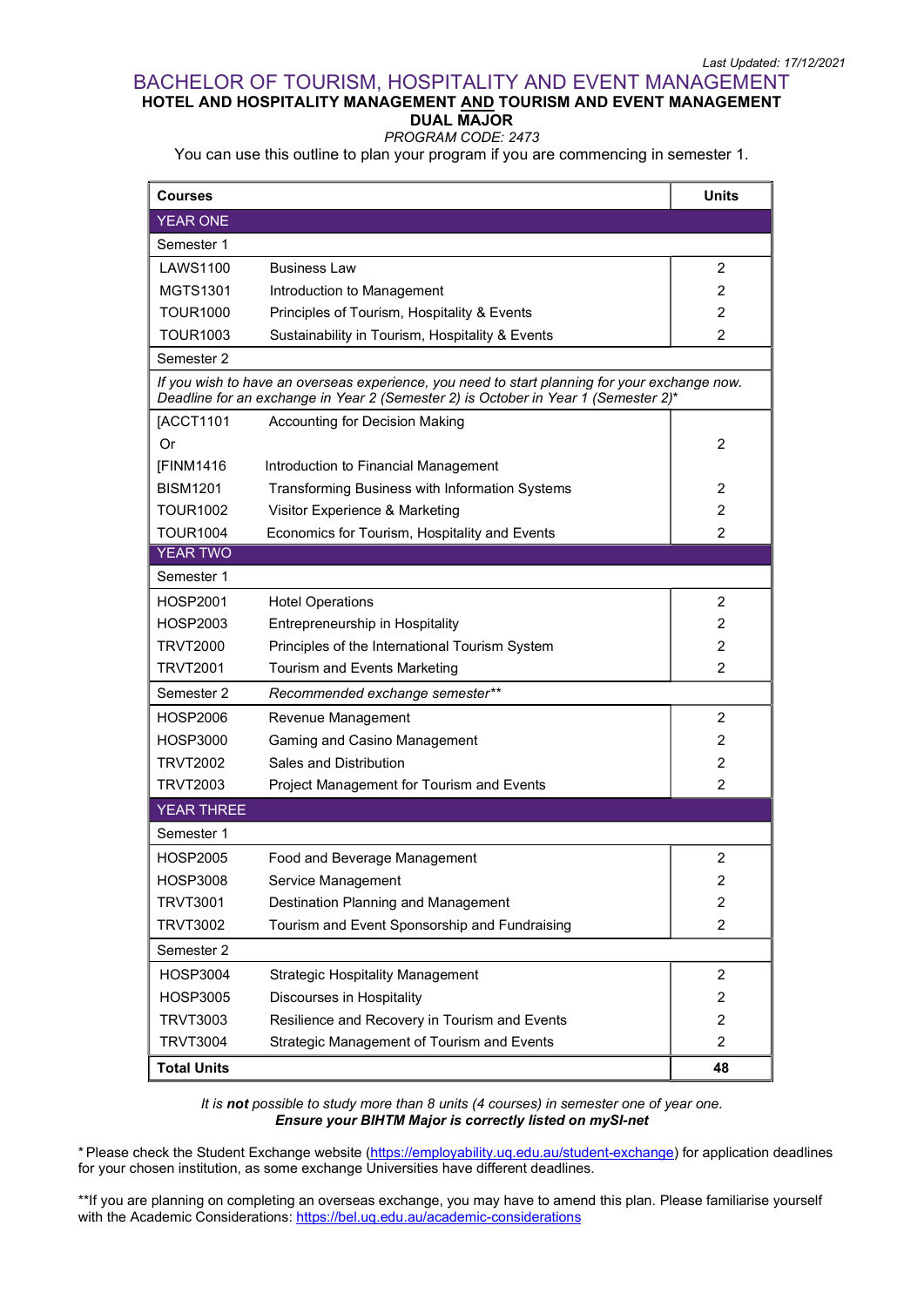*Last Updated: 17/12/2021*

# BACHELOR OF TOURISM, HOSPITALITY AND EVENT MANAGEMENT

## HOTEL AND HOSPITALITY MANAGEMENT AND TOURISM AND EVENT MANAGEMENT DUAL MAJOR

*PROGRAM CODE: 2473*

You can use this outline to plan your program if you are commencing in semester 1.

| Courses | | Units |
|---|---|---|
| **YEAR ONE** | | |
| Semester 1 | | |
| LAWS1100 | Business Law | 2 |
| MGTS1301 | Introduction to Management | 2 |
| TOUR1000 | Principles of Tourism, Hospitality & Events | 2 |
| TOUR1003 | Sustainability in Tourism, Hospitality & Events | 2 |
| Semester 2 | | |
| *If you wish to have an overseas experience, you need to start planning for your exchange now. Deadline for an exchange in Year 2 (Semester 2) is October in Year 1 (Semester 2)** | | |
| [ACCT1101 Or [FINM1416 | Accounting for Decision Making / Introduction to Financial Management | 2 |
| BISM1201 | Transforming Business with Information Systems | 2 |
| TOUR1002 | Visitor Experience & Marketing | 2 |
| TOUR1004 | Economics for Tourism, Hospitality and Events | 2 |
| **YEAR TWO** | | |
| Semester 1 | | |
| HOSP2001 | Hotel Operations | 2 |
| HOSP2003 | Entrepreneurship in Hospitality | 2 |
| TRVT2000 | Principles of the International Tourism System | 2 |
| TRVT2001 | Tourism and Events Marketing | 2 |
| Semester 2 | *Recommended exchange semester*** | |
| HOSP2006 | Revenue Management | 2 |
| HOSP3000 | Gaming and Casino Management | 2 |
| TRVT2002 | Sales and Distribution | 2 |
| TRVT2003 | Project Management for Tourism and Events | 2 |
| **YEAR THREE** | | |
| Semester 1 | | |
| HOSP2005 | Food and Beverage Management | 2 |
| HOSP3008 | Service Management | 2 |
| TRVT3001 | Destination Planning and Management | 2 |
| TRVT3002 | Tourism and Event Sponsorship and Fundraising | 2 |
| Semester 2 | | |
| HOSP3004 | Strategic Hospitality Management | 2 |
| HOSP3005 | Discourses in Hospitality | 2 |
| TRVT3003 | Resilience and Recovery in Tourism and Events | 2 |
| TRVT3004 | Strategic Management of Tourism and Events | 2 |
| **Total Units** | | **48** |

*It is **not** possible to study more than 8 units (4 courses) in semester one of year one.*
***Ensure your BIHTM Major is correctly listed on mySI-net***

* Please check the Student Exchange website (https://employability.uq.edu.au/student-exchange) for application deadlines for your chosen institution, as some exchange Universities have different deadlines.

**If you are planning on completing an overseas exchange, you may have to amend this plan. Please familiarise yourself with the Academic Considerations: https://bel.uq.edu.au/academic-considerations